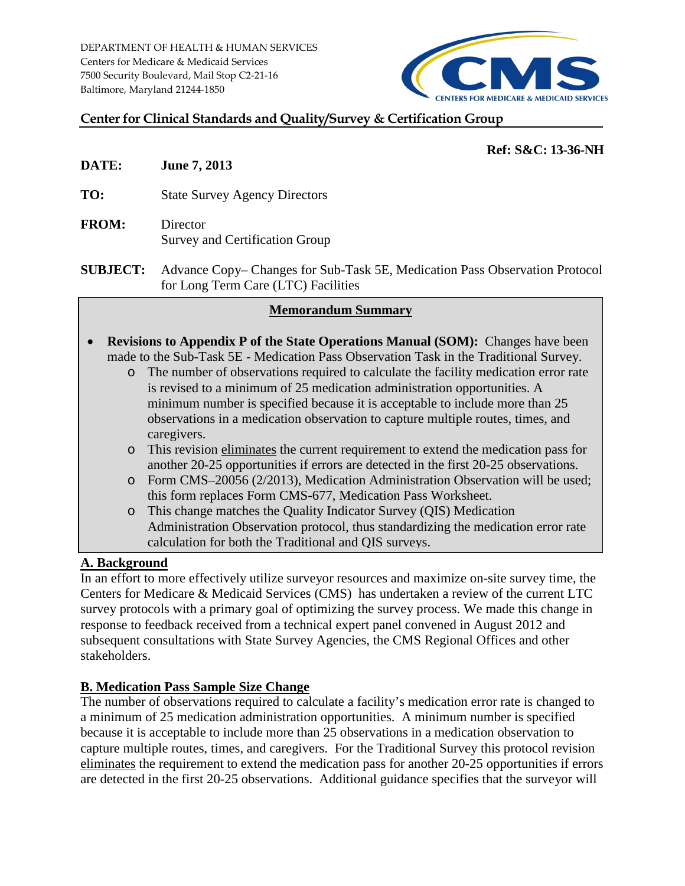DEPARTMENT OF HEALTH & HUMAN SERVICES
Centers for Medicare & Medicaid Services
7500 Security Boulevard, Mail Stop C2-21-16
Baltimore, Maryland 21244-1850

CMS — CENTERS FOR MEDICARE & MEDICAID SERVICES

**Center for Clinical Standards and Quality/Survey & Certification Group**

**Ref: S&C: 13-36-NH**

**DATE:** **June 7, 2013**

**TO:** State Survey Agency Directors

**FROM:** Director
Survey and Certification Group

**SUBJECT:** Advance Copy– Changes for Sub-Task 5E, Medication Pass Observation Protocol for Long Term Care (LTC) Facilities

**Memorandum Summary**

- **Revisions to Appendix P of the State Operations Manual (SOM):** Changes have been made to the Sub-Task 5E - Medication Pass Observation Task in the Traditional Survey.
  - The number of observations required to calculate the facility medication error rate is revised to a minimum of 25 medication administration opportunities. A minimum number is specified because it is acceptable to include more than 25 observations in a medication observation to capture multiple routes, times, and caregivers.
  - This revision eliminates the current requirement to extend the medication pass for another 20-25 opportunities if errors are detected in the first 20-25 observations.
  - Form CMS–20056 (2/2013), Medication Administration Observation will be used; this form replaces Form CMS-677, Medication Pass Worksheet.
  - This change matches the Quality Indicator Survey (QIS) Medication Administration Observation protocol, thus standardizing the medication error rate calculation for both the Traditional and QIS surveys.

## A. Background

In an effort to more effectively utilize surveyor resources and maximize on-site survey time, the Centers for Medicare & Medicaid Services (CMS) has undertaken a review of the current LTC survey protocols with a primary goal of optimizing the survey process. We made this change in response to feedback received from a technical expert panel convened in August 2012 and subsequent consultations with State Survey Agencies, the CMS Regional Offices and other stakeholders.

## B. Medication Pass Sample Size Change

The number of observations required to calculate a facility's medication error rate is changed to a minimum of 25 medication administration opportunities. A minimum number is specified because it is acceptable to include more than 25 observations in a medication observation to capture multiple routes, times, and caregivers. For the Traditional Survey this protocol revision eliminates the requirement to extend the medication pass for another 20-25 opportunities if errors are detected in the first 20-25 observations. Additional guidance specifies that the surveyor will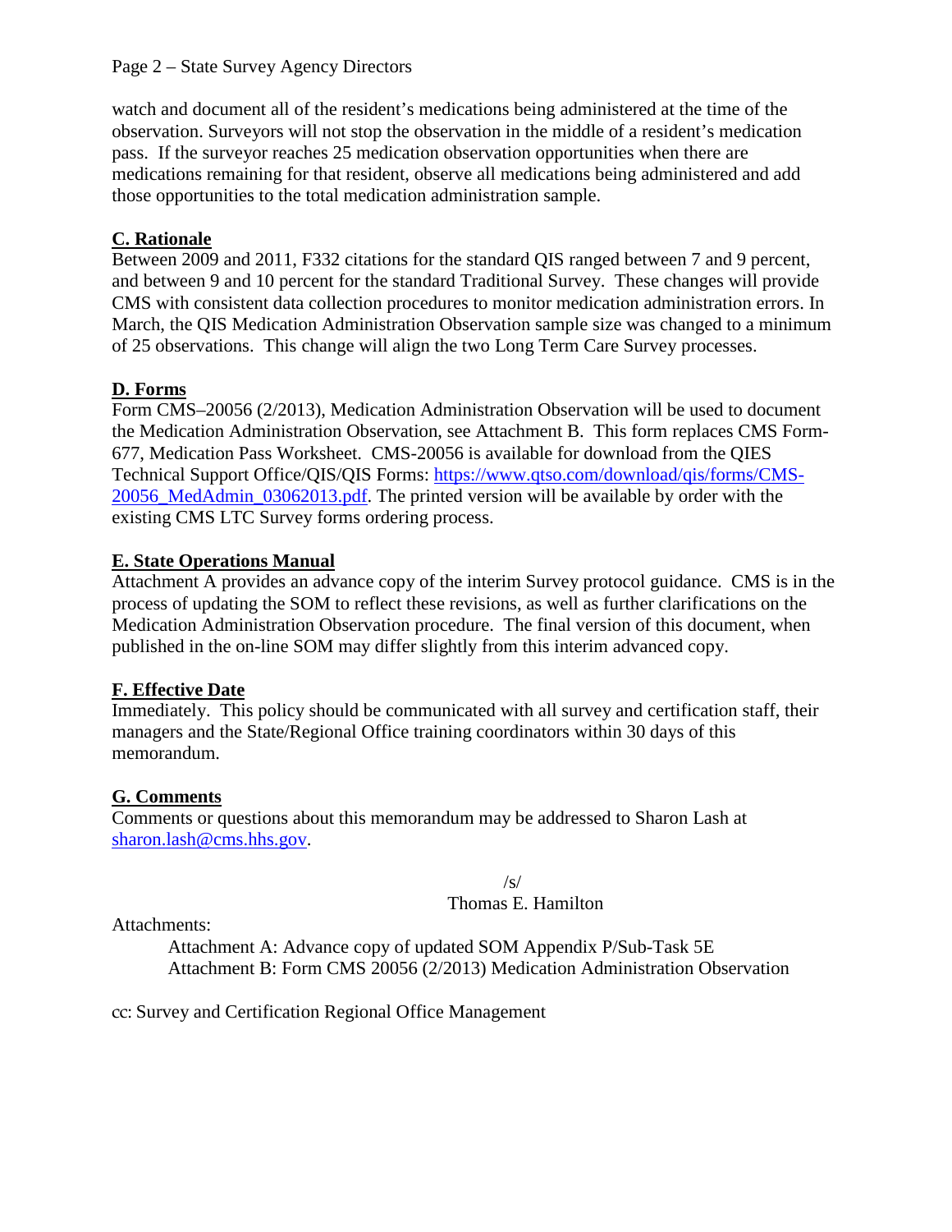watch and document all of the resident's medications being administered at the time of the observation. Surveyors will not stop the observation in the middle of a resident's medication pass. If the surveyor reaches 25 medication observation opportunities when there are medications remaining for that resident, observe all medications being administered and add those opportunities to the total medication administration sample.

## C. Rationale

Between 2009 and 2011, F332 citations for the standard QIS ranged between 7 and 9 percent, and between 9 and 10 percent for the standard Traditional Survey. These changes will provide CMS with consistent data collection procedures to monitor medication administration errors. In March, the QIS Medication Administration Observation sample size was changed to a minimum of 25 observations. This change will align the two Long Term Care Survey processes.

## D. Forms

Form CMS–20056 (2/2013), Medication Administration Observation will be used to document the Medication Administration Observation, see Attachment B. This form replaces CMS Form-677, Medication Pass Worksheet. CMS-20056 is available for download from the QIES Technical Support Office/QIS/QIS Forms: [https://www.qtso.com/download/qis/forms/CMS-20056_MedAdmin_03062013.pdf](https://www.qtso.com/download/qis/forms/CMS-20056_MedAdmin_03062013.pdf). The printed version will be available by order with the existing CMS LTC Survey forms ordering process.

## E. State Operations Manual

Attachment A provides an advance copy of the interim Survey protocol guidance. CMS is in the process of updating the SOM to reflect these revisions, as well as further clarifications on the Medication Administration Observation procedure. The final version of this document, when published in the on-line SOM may differ slightly from this interim advanced copy.

## F. Effective Date

Immediately. This policy should be communicated with all survey and certification staff, their managers and the State/Regional Office training coordinators within 30 days of this memorandum.

## G. Comments

Comments or questions about this memorandum may be addressed to Sharon Lash at [sharon.lash@cms.hhs.gov](mailto:sharon.lash@cms.hhs.gov).

/s/
Thomas E. Hamilton

Attachments:

Attachment A: Advance copy of updated SOM Appendix P/Sub-Task 5E
Attachment B: Form CMS 20056 (2/2013) Medication Administration Observation

cc: Survey and Certification Regional Office Management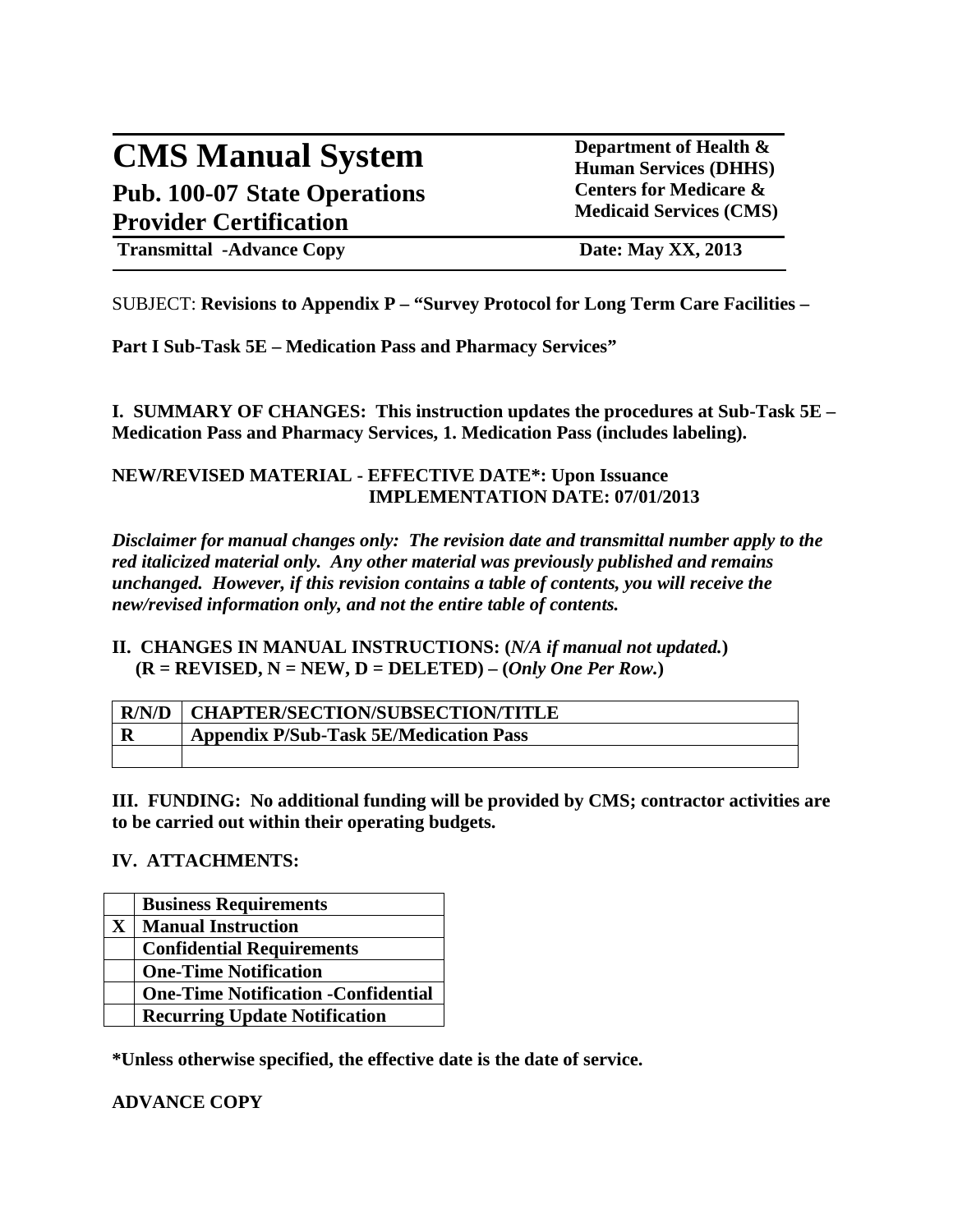# CMS Manual System

## Pub. 100-07 State Operations Provider Certification

**Department of Health & Human Services (DHHS)**
**Centers for Medicare & Medicaid Services (CMS)**

**Transmittal -Advance Copy** | **Date: May XX, 2013**

SUBJECT: **Revisions to Appendix P – "Survey Protocol for Long Term Care Facilities –**

**Part I Sub-Task 5E – Medication Pass and Pharmacy Services"**

**I. SUMMARY OF CHANGES: This instruction updates the procedures at Sub-Task 5E – Medication Pass and Pharmacy Services, 1. Medication Pass (includes labeling).**

**NEW/REVISED MATERIAL - EFFECTIVE DATE*: Upon Issuance**
**IMPLEMENTATION DATE: 07/01/2013**

***Disclaimer for manual changes only: The revision date and transmittal number apply to the red italicized material only. Any other material was previously published and remains unchanged. However, if this revision contains a table of contents, you will receive the new/revised information only, and not the entire table of contents.***

**II. CHANGES IN MANUAL INSTRUCTIONS: (*N/A if manual not updated.*)**
**(R = REVISED, N = NEW, D = DELETED) – (*Only One Per Row.*)**

| R/N/D | CHAPTER/SECTION/SUBSECTION/TITLE |
|---|---|
| R | Appendix P/Sub-Task 5E/Medication Pass |
| | |

**III. FUNDING: No additional funding will be provided by CMS; contractor activities are to be carried out within their operating budgets.**

**IV. ATTACHMENTS:**

| | |
|---|---|
| | Business Requirements |
| X | Manual Instruction |
| | Confidential Requirements |
| | One-Time Notification |
| | One-Time Notification -Confidential |
| | Recurring Update Notification |

**\*Unless otherwise specified, the effective date is the date of service.**

**ADVANCE COPY**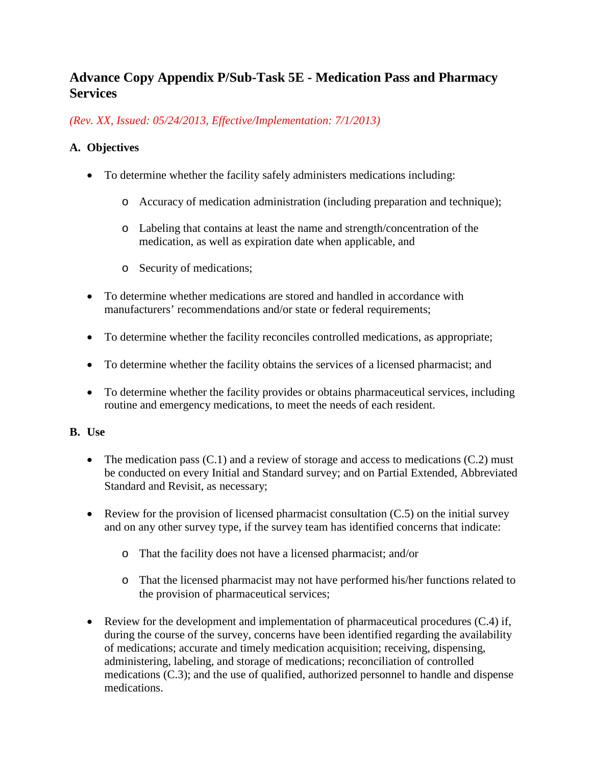## Advance Copy Appendix P/Sub-Task 5E - Medication Pass and Pharmacy Services

*(Rev. XX, Issued: 05/24/2013, Effective/Implementation: 7/1/2013)*

### A. Objectives

- To determine whether the facility safely administers medications including:
  - Accuracy of medication administration (including preparation and technique);
  - Labeling that contains at least the name and strength/concentration of the medication, as well as expiration date when applicable, and
  - Security of medications;
- To determine whether medications are stored and handled in accordance with manufacturers' recommendations and/or state or federal requirements;
- To determine whether the facility reconciles controlled medications, as appropriate;
- To determine whether the facility obtains the services of a licensed pharmacist; and
- To determine whether the facility provides or obtains pharmaceutical services, including routine and emergency medications, to meet the needs of each resident.

### B. Use

- The medication pass (C.1) and a review of storage and access to medications (C.2) must be conducted on every Initial and Standard survey; and on Partial Extended, Abbreviated Standard and Revisit, as necessary;
- Review for the provision of licensed pharmacist consultation (C.5) on the initial survey and on any other survey type, if the survey team has identified concerns that indicate:
  - That the facility does not have a licensed pharmacist; and/or
  - That the licensed pharmacist may not have performed his/her functions related to the provision of pharmaceutical services;
- Review for the development and implementation of pharmaceutical procedures (C.4) if, during the course of the survey, concerns have been identified regarding the availability of medications; accurate and timely medication acquisition; receiving, dispensing, administering, labeling, and storage of medications; reconciliation of controlled medications (C.3); and the use of qualified, authorized personnel to handle and dispense medications.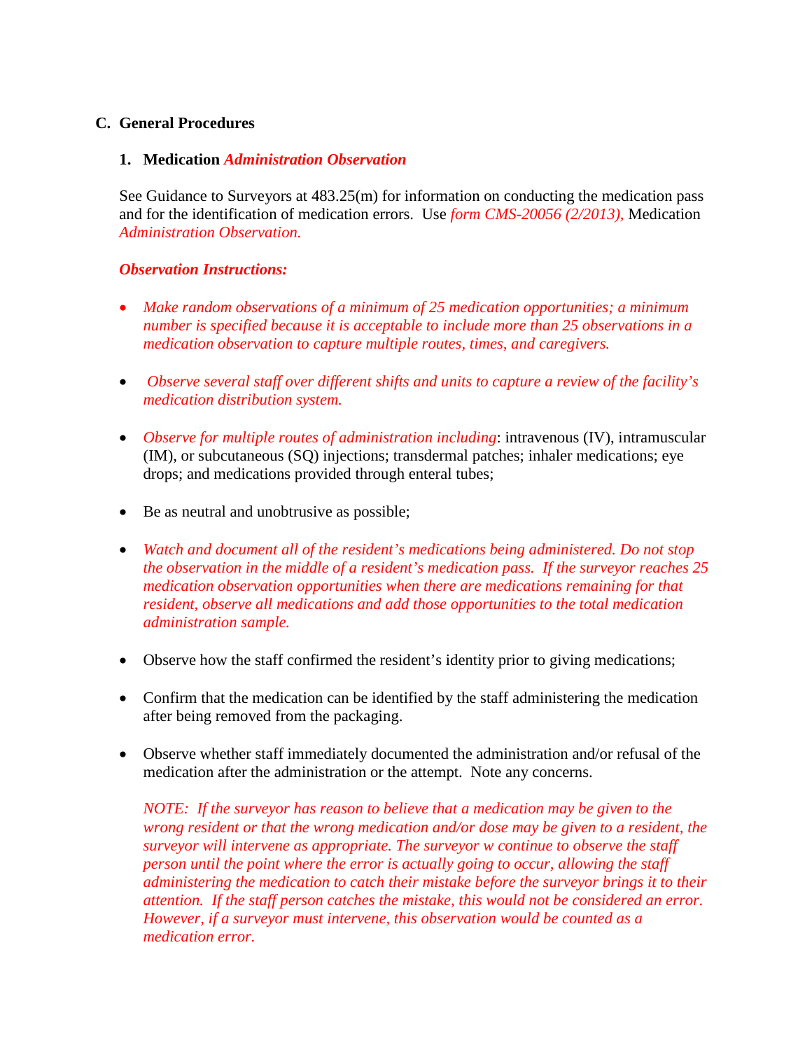### C. General Procedures

#### 1. Medication *Administration Observation*

See Guidance to Surveyors at 483.25(m) for information on conducting the medication pass and for the identification of medication errors. Use *form CMS-20056 (2/2013),* Medication *Administration Observation.*

***Observation Instructions:***

- *Make random observations of a minimum of 25 medication opportunities; a minimum number is specified because it is acceptable to include more than 25 observations in a medication observation to capture multiple routes, times, and caregivers.*

- *Observe several staff over different shifts and units to capture a review of the facility's medication distribution system.*

- *Observe for multiple routes of administration including*: intravenous (IV), intramuscular (IM), or subcutaneous (SQ) injections; transdermal patches; inhaler medications; eye drops; and medications provided through enteral tubes;

- Be as neutral and unobtrusive as possible;

- *Watch and document all of the resident's medications being administered. Do not stop the observation in the middle of a resident's medication pass. If the surveyor reaches 25 medication observation opportunities when there are medications remaining for that resident, observe all medications and add those opportunities to the total medication administration sample.*

- Observe how the staff confirmed the resident's identity prior to giving medications;

- Confirm that the medication can be identified by the staff administering the medication after being removed from the packaging.

- Observe whether staff immediately documented the administration and/or refusal of the medication after the administration or the attempt. Note any concerns.

  *NOTE: If the surveyor has reason to believe that a medication may be given to the wrong resident or that the wrong medication and/or dose may be given to a resident, the surveyor will intervene as appropriate. The surveyor w continue to observe the staff person until the point where the error is actually going to occur, allowing the staff administering the medication to catch their mistake before the surveyor brings it to their attention. If the staff person catches the mistake, this would not be considered an error. However, if a surveyor must intervene, this observation would be counted as a medication error.*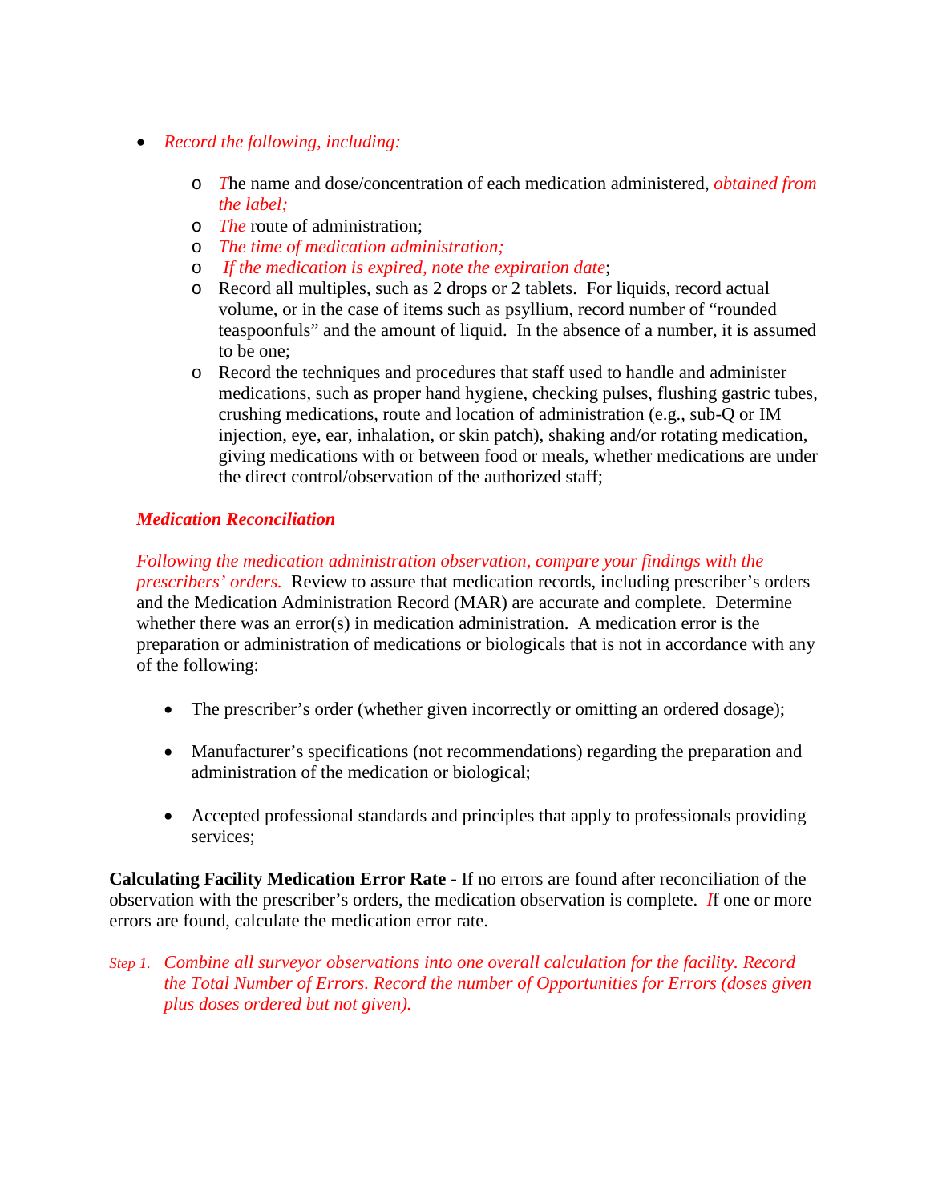- *Record the following, including:*

  - *T*he name and dose/concentration of each medication administered, *obtained from the label;*
  - *The* route of administration;
  - *The time of medication administration;*
  - *If the medication is expired, note the expiration date*;
  - Record all multiples, such as 2 drops or 2 tablets. For liquids, record actual volume, or in the case of items such as psyllium, record number of "rounded teaspoonfuls" and the amount of liquid. In the absence of a number, it is assumed to be one;
  - Record the techniques and procedures that staff used to handle and administer medications, such as proper hand hygiene, checking pulses, flushing gastric tubes, crushing medications, route and location of administration (e.g., sub-Q or IM injection, eye, ear, inhalation, or skin patch), shaking and/or rotating medication, giving medications with or between food or meals, whether medications are under the direct control/observation of the authorized staff;

***Medication Reconciliation***

*Following the medication administration observation, compare your findings with the prescribers' orders.* Review to assure that medication records, including prescriber's orders and the Medication Administration Record (MAR) are accurate and complete. Determine whether there was an error(s) in medication administration. A medication error is the preparation or administration of medications or biologicals that is not in accordance with any of the following:

- The prescriber's order (whether given incorrectly or omitting an ordered dosage);
- Manufacturer's specifications (not recommendations) regarding the preparation and administration of the medication or biological;
- Accepted professional standards and principles that apply to professionals providing services;

**Calculating Facility Medication Error Rate -** If no errors are found after reconciliation of the observation with the prescriber's orders, the medication observation is complete. *I*f one or more errors are found, calculate the medication error rate.

*Step 1. Combine all surveyor observations into one overall calculation for the facility. Record the Total Number of Errors. Record the number of Opportunities for Errors (doses given plus doses ordered but not given).*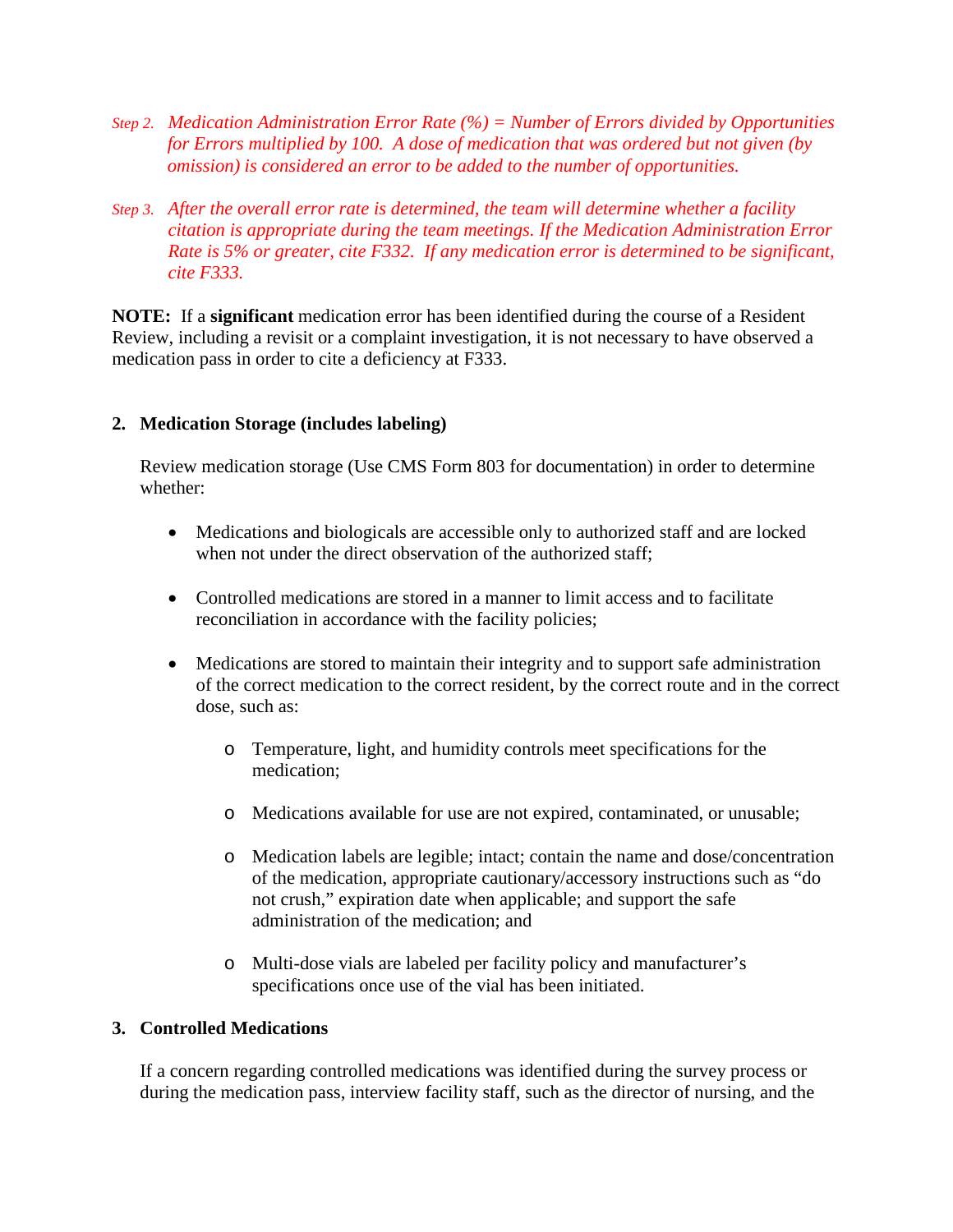*Step 2.* *Medication Administration Error Rate (%) = Number of Errors divided by Opportunities for Errors multiplied by 100. A dose of medication that was ordered but not given (by omission) is considered an error to be added to the number of opportunities.*

*Step 3.* *After the overall error rate is determined, the team will determine whether a facility citation is appropriate during the team meetings. If the Medication Administration Error Rate is 5% or greater, cite F332. If any medication error is determined to be significant, cite F333.*

**NOTE:** If a **significant** medication error has been identified during the course of a Resident Review, including a revisit or a complaint investigation, it is not necessary to have observed a medication pass in order to cite a deficiency at F333.

**2. Medication Storage (includes labeling)**

Review medication storage (Use CMS Form 803 for documentation) in order to determine whether:

- Medications and biologicals are accessible only to authorized staff and are locked when not under the direct observation of the authorized staff;
- Controlled medications are stored in a manner to limit access and to facilitate reconciliation in accordance with the facility policies;
- Medications are stored to maintain their integrity and to support safe administration of the correct medication to the correct resident, by the correct route and in the correct dose, such as:
  - Temperature, light, and humidity controls meet specifications for the medication;
  - Medications available for use are not expired, contaminated, or unusable;
  - Medication labels are legible; intact; contain the name and dose/concentration of the medication, appropriate cautionary/accessory instructions such as “do not crush,” expiration date when applicable; and support the safe administration of the medication; and
  - Multi-dose vials are labeled per facility policy and manufacturer’s specifications once use of the vial has been initiated.

**3. Controlled Medications**

If a concern regarding controlled medications was identified during the survey process or during the medication pass, interview facility staff, such as the director of nursing, and the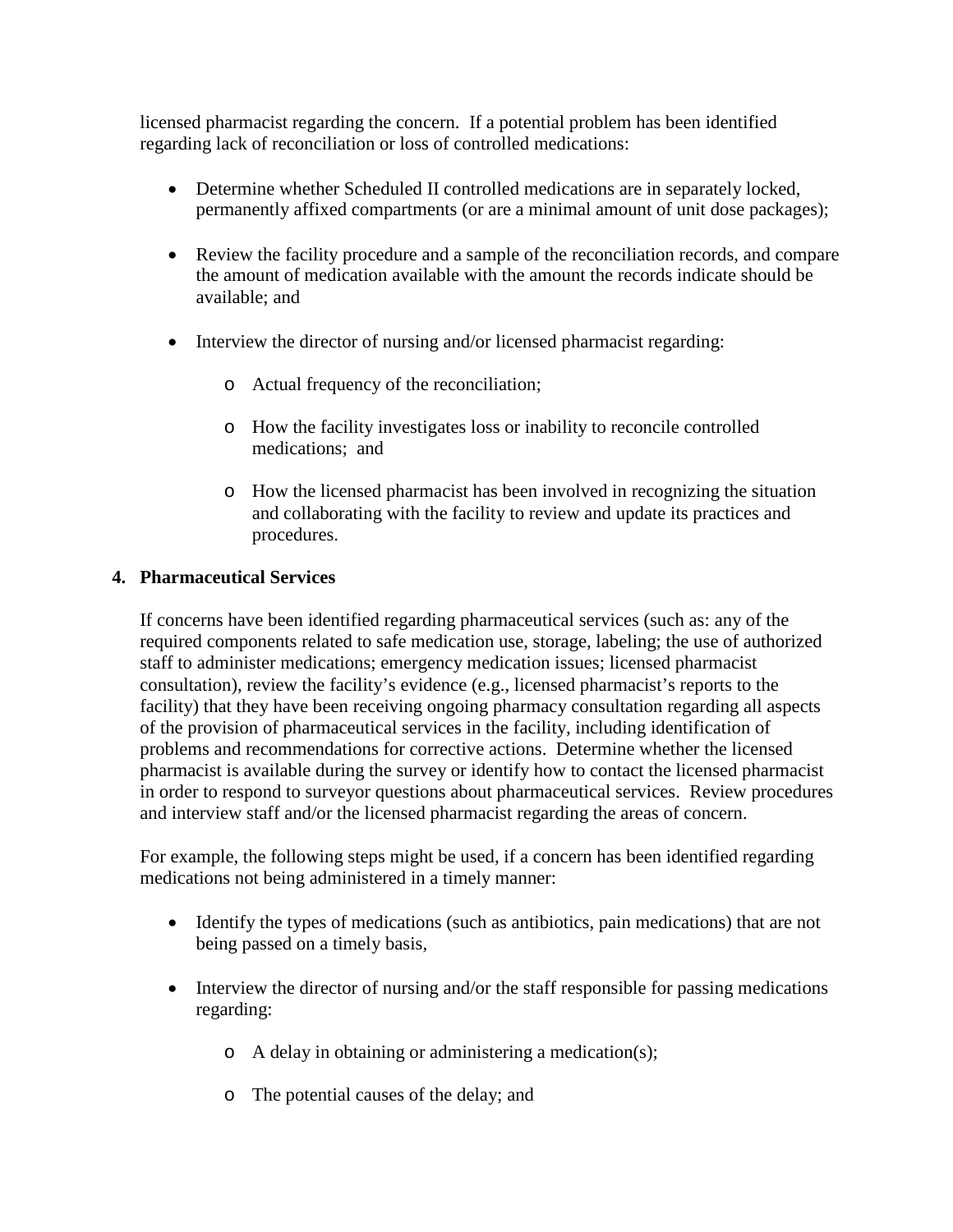licensed pharmacist regarding the concern. If a potential problem has been identified regarding lack of reconciliation or loss of controlled medications:

- Determine whether Scheduled II controlled medications are in separately locked, permanently affixed compartments (or are a minimal amount of unit dose packages);
- Review the facility procedure and a sample of the reconciliation records, and compare the amount of medication available with the amount the records indicate should be available; and
- Interview the director of nursing and/or licensed pharmacist regarding:
  - Actual frequency of the reconciliation;
  - How the facility investigates loss or inability to reconcile controlled medications; and
  - How the licensed pharmacist has been involved in recognizing the situation and collaborating with the facility to review and update its practices and procedures.

**4. Pharmaceutical Services**

If concerns have been identified regarding pharmaceutical services (such as: any of the required components related to safe medication use, storage, labeling; the use of authorized staff to administer medications; emergency medication issues; licensed pharmacist consultation), review the facility's evidence (e.g., licensed pharmacist's reports to the facility) that they have been receiving ongoing pharmacy consultation regarding all aspects of the provision of pharmaceutical services in the facility, including identification of problems and recommendations for corrective actions. Determine whether the licensed pharmacist is available during the survey or identify how to contact the licensed pharmacist in order to respond to surveyor questions about pharmaceutical services. Review procedures and interview staff and/or the licensed pharmacist regarding the areas of concern.

For example, the following steps might be used, if a concern has been identified regarding medications not being administered in a timely manner:

- Identify the types of medications (such as antibiotics, pain medications) that are not being passed on a timely basis,
- Interview the director of nursing and/or the staff responsible for passing medications regarding:
  - A delay in obtaining or administering a medication(s);
  - The potential causes of the delay; and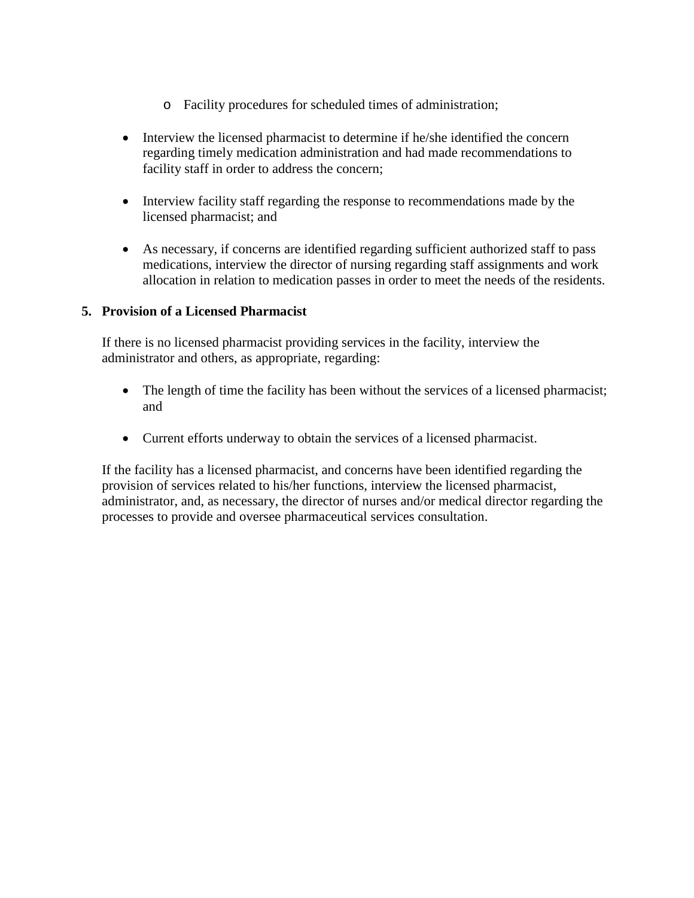- Facility procedures for scheduled times of administration;

- Interview the licensed pharmacist to determine if he/she identified the concern regarding timely medication administration and had made recommendations to facility staff in order to address the concern;

- Interview facility staff regarding the response to recommendations made by the licensed pharmacist; and

- As necessary, if concerns are identified regarding sufficient authorized staff to pass medications, interview the director of nursing regarding staff assignments and work allocation in relation to medication passes in order to meet the needs of the residents.

**5. Provision of a Licensed Pharmacist**

If there is no licensed pharmacist providing services in the facility, interview the administrator and others, as appropriate, regarding:

- The length of time the facility has been without the services of a licensed pharmacist; and

- Current efforts underway to obtain the services of a licensed pharmacist.

If the facility has a licensed pharmacist, and concerns have been identified regarding the provision of services related to his/her functions, interview the licensed pharmacist, administrator, and, as necessary, the director of nurses and/or medical director regarding the processes to provide and oversee pharmaceutical services consultation.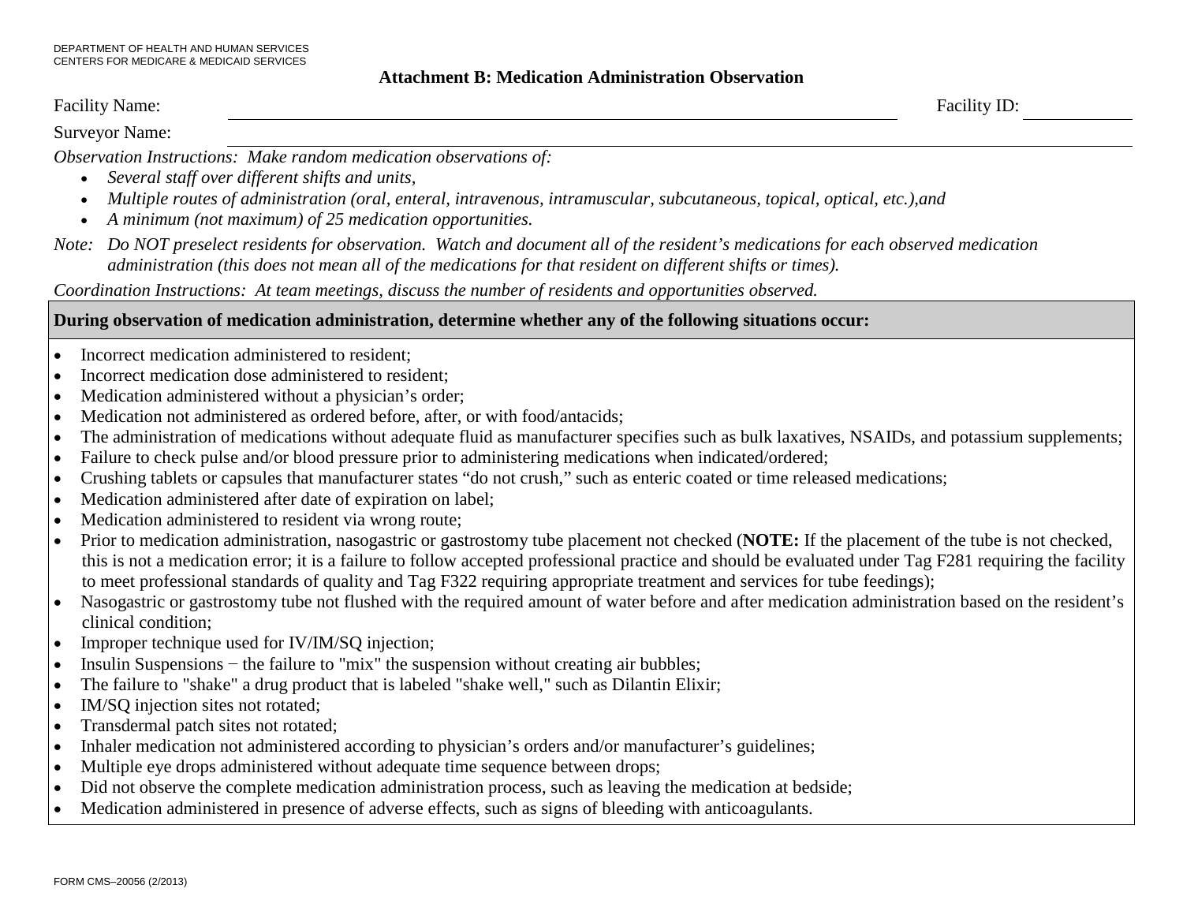DEPARTMENT OF HEALTH AND HUMAN SERVICES
CENTERS FOR MEDICARE & MEDICAID SERVICES

## Attachment B: Medication Administration Observation

Facility Name: ______________________________ Facility ID: ____________

Surveyor Name: ______________________________

*Observation Instructions: Make random medication observations of:*

- *Several staff over different shifts and units,*
- *Multiple routes of administration (oral, enteral, intravenous, intramuscular, subcutaneous, topical, optical, etc.),and*
- *A minimum (not maximum) of 25 medication opportunities.*

*Note: Do NOT preselect residents for observation. Watch and document all of the resident's medications for each observed medication administration (this does not mean all of the medications for that resident on different shifts or times).*

*Coordination Instructions: At team meetings, discuss the number of residents and opportunities observed.*

**During observation of medication administration, determine whether any of the following situations occur:**

- Incorrect medication administered to resident;
- Incorrect medication dose administered to resident;
- Medication administered without a physician's order;
- Medication not administered as ordered before, after, or with food/antacids;
- The administration of medications without adequate fluid as manufacturer specifies such as bulk laxatives, NSAIDs, and potassium supplements;
- Failure to check pulse and/or blood pressure prior to administering medications when indicated/ordered;
- Crushing tablets or capsules that manufacturer states "do not crush," such as enteric coated or time released medications;
- Medication administered after date of expiration on label;
- Medication administered to resident via wrong route;
- Prior to medication administration, nasogastric or gastrostomy tube placement not checked (**NOTE:** If the placement of the tube is not checked, this is not a medication error; it is a failure to follow accepted professional practice and should be evaluated under Tag F281 requiring the facility to meet professional standards of quality and Tag F322 requiring appropriate treatment and services for tube feedings);
- Nasogastric or gastrostomy tube not flushed with the required amount of water before and after medication administration based on the resident's clinical condition;
- Improper technique used for IV/IM/SQ injection;
- Insulin Suspensions − the failure to "mix" the suspension without creating air bubbles;
- The failure to "shake" a drug product that is labeled "shake well," such as Dilantin Elixir;
- IM/SQ injection sites not rotated;
- Transdermal patch sites not rotated;
- Inhaler medication not administered according to physician's orders and/or manufacturer's guidelines;
- Multiple eye drops administered without adequate time sequence between drops;
- Did not observe the complete medication administration process, such as leaving the medication at bedside;
- Medication administered in presence of adverse effects, such as signs of bleeding with anticoagulants.

FORM CMS–20056 (2/2013)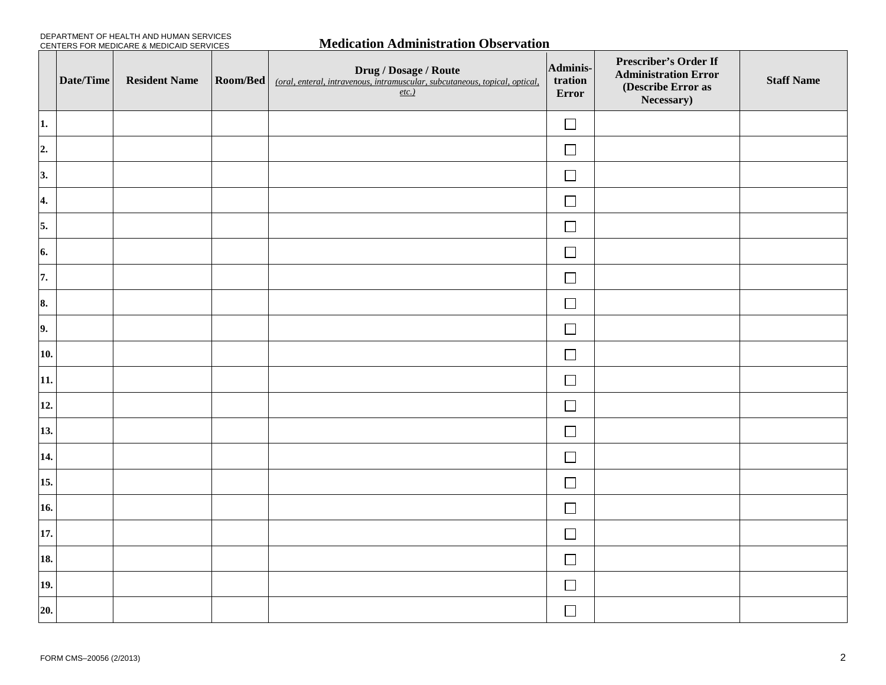DEPARTMENT OF HEALTH AND HUMAN SERVICES
CENTERS FOR MEDICARE & MEDICAID SERVICES

# Medication Administration Observation

| | Date/Time | Resident Name | Room/Bed | Drug / Dosage / Route *(oral, enteral, intravenous, intramuscular, subcutaneous, topical, optical, etc.)* | Adminis-tration Error | Prescriber's Order If Administration Error (Describe Error as Necessary) | Staff Name |
|---|---|---|---|---|---|---|---|
| **1.** | | | | | ☐ | | |
| **2.** | | | | | ☐ | | |
| **3.** | | | | | ☐ | | |
| **4.** | | | | | ☐ | | |
| **5.** | | | | | ☐ | | |
| **6.** | | | | | ☐ | | |
| **7.** | | | | | ☐ | | |
| **8.** | | | | | ☐ | | |
| **9.** | | | | | ☐ | | |
| **10.** | | | | | ☐ | | |
| **11.** | | | | | ☐ | | |
| **12.** | | | | | ☐ | | |
| **13.** | | | | | ☐ | | |
| **14.** | | | | | ☐ | | |
| **15.** | | | | | ☐ | | |
| **16.** | | | | | ☐ | | |
| **17.** | | | | | ☐ | | |
| **18.** | | | | | ☐ | | |
| **19.** | | | | | ☐ | | |
| **20.** | | | | | ☐ | | |

FORM CMS–20056 (2/2013)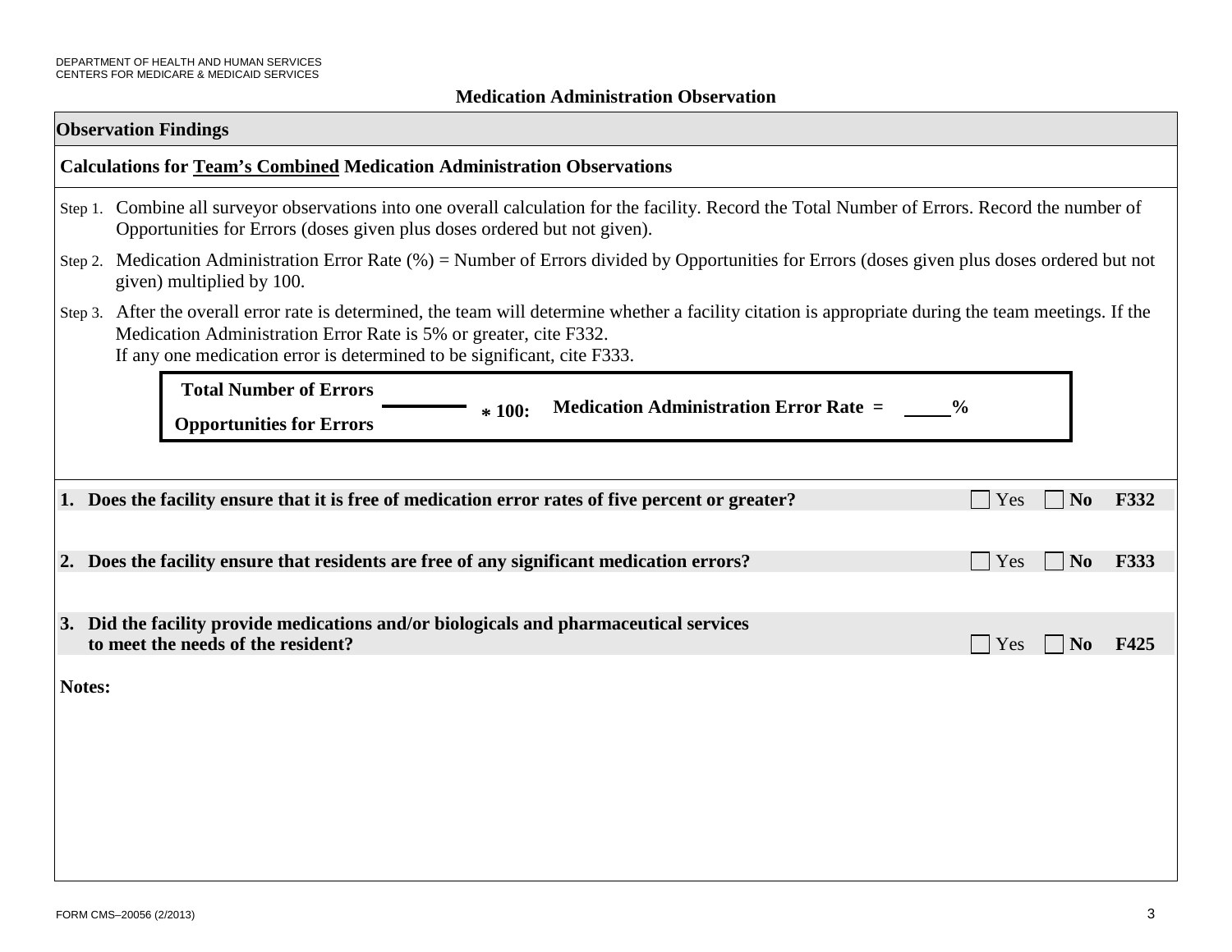DEPARTMENT OF HEALTH AND HUMAN SERVICES
CENTERS FOR MEDICARE & MEDICAID SERVICES

## Medication Administration Observation

### Observation Findings

**Calculations for <u>Team's Combined</u> Medication Administration Observations**

Step 1. Combine all surveyor observations into one overall calculation for the facility. Record the Total Number of Errors. Record the number of Opportunities for Errors (doses given plus doses ordered but not given).

Step 2. Medication Administration Error Rate (%) = Number of Errors divided by Opportunities for Errors (doses given plus doses ordered but not given) multiplied by 100.

Step 3. After the overall error rate is determined, the team will determine whether a facility citation is appropriate during the team meetings. If the Medication Administration Error Rate is 5% or greater, cite F332.
If any one medication error is determined to be significant, cite F333.

$$\frac{\textbf{Total Number of Errors}}{\textbf{Opportunities for Errors}} * \textbf{100:} \quad \textbf{Medication Administration Error Rate} = \underline{\quad\quad}\%$$

| | | | |
|---|---|---|---|
| **1. Does the facility ensure that it is free of medication error rates of five percent or greater?** | ☐ Yes | ☐ **No** | **F332** |
| **2. Does the facility ensure that residents are free of any significant medication errors?** | ☐ Yes | ☐ **No** | **F333** |
| **3. Did the facility provide medications and/or biologicals and pharmaceutical services to meet the needs of the resident?** | ☐ Yes | ☐ **No** | **F425** |

**Notes:**

FORM CMS–20056 (2/2013)